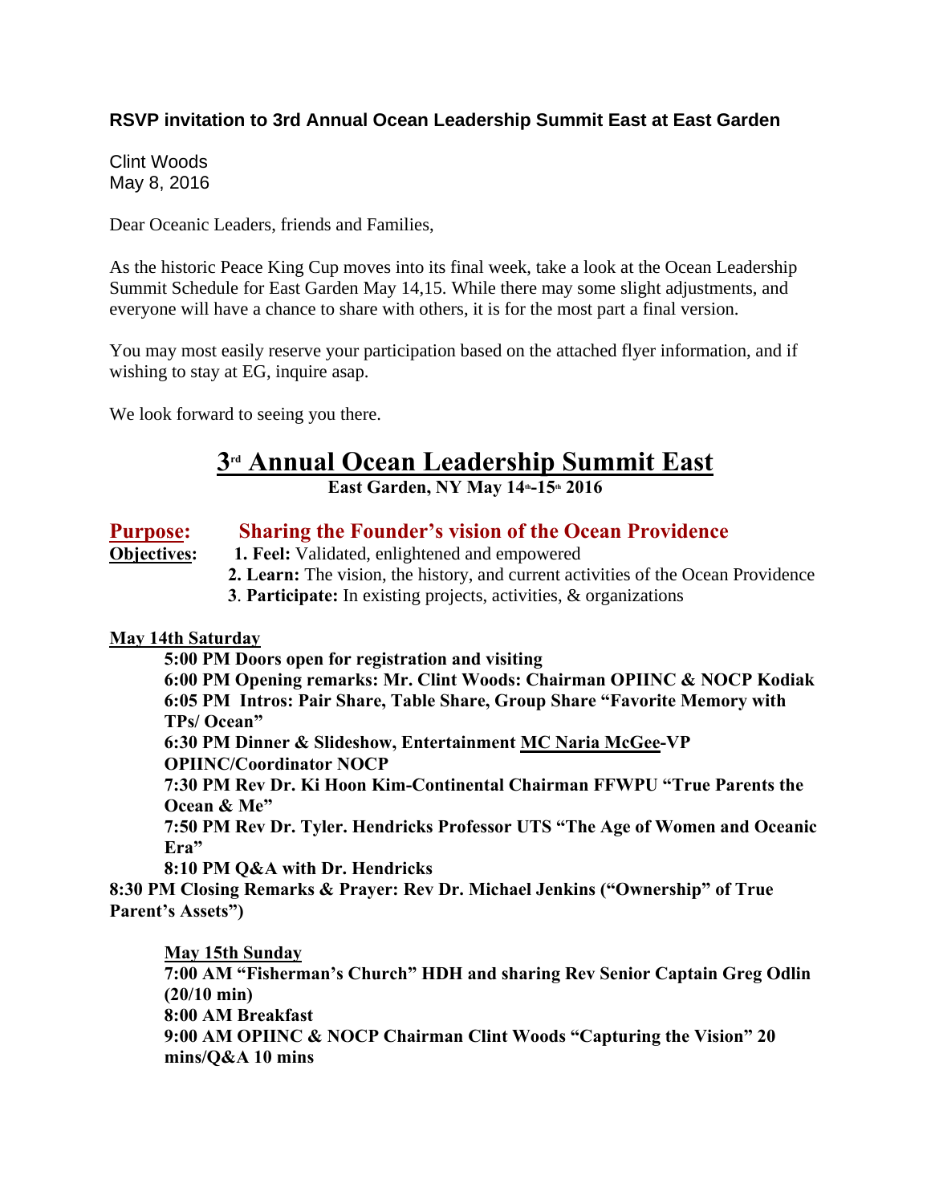**RSVP invitation to 3rd Annual Ocean Leadership Summit East at East Garden**

Clint Woods
May 8, 2016

Dear Oceanic Leaders, friends and Families,

As the historic Peace King Cup moves into its final week, take a look at the Ocean Leadership Summit Schedule for East Garden May 14,15. While there may some slight adjustments, and everyone will have a chance to share with others, it is for the most part a final version.

You may most easily reserve your participation based on the attached flyer information, and if wishing to stay at EG, inquire asap.

We look forward to seeing you there.

# 3rd Annual Ocean Leadership Summit East

**East Garden, NY May 14th-15th 2016**

**Purpose:** **Sharing the Founder's vision of the Ocean Providence**

**Objectives:**
1. **Feel:** Validated, enlightened and empowered
2. **Learn:** The vision, the history, and current activities of the Ocean Providence
3. **Participate:** In existing projects, activities, & organizations

**May 14th Saturday**

**5:00 PM Doors open for registration and visiting**
**6:00 PM Opening remarks: Mr. Clint Woods: Chairman OPIINC & NOCP Kodiak**
**6:05 PM Intros: Pair Share, Table Share, Group Share "Favorite Memory with TPs/ Ocean"**
**6:30 PM Dinner & Slideshow, Entertainment MC Naria McGee-VP OPIINC/Coordinator NOCP**
**7:30 PM Rev Dr. Ki Hoon Kim-Continental Chairman FFWPU "True Parents the Ocean & Me"**
**7:50 PM Rev Dr. Tyler. Hendricks Professor UTS "The Age of Women and Oceanic Era"**
**8:10 PM Q&A with Dr. Hendricks**
**8:30 PM Closing Remarks & Prayer: Rev Dr. Michael Jenkins ("Ownership" of True Parent's Assets")**

**May 15th Sunday**

**7:00 AM "Fisherman's Church" HDH and sharing Rev Senior Captain Greg Odlin (20/10 min)**
**8:00 AM Breakfast**
**9:00 AM OPIINC & NOCP Chairman Clint Woods "Capturing the Vision" 20 mins/Q&A 10 mins**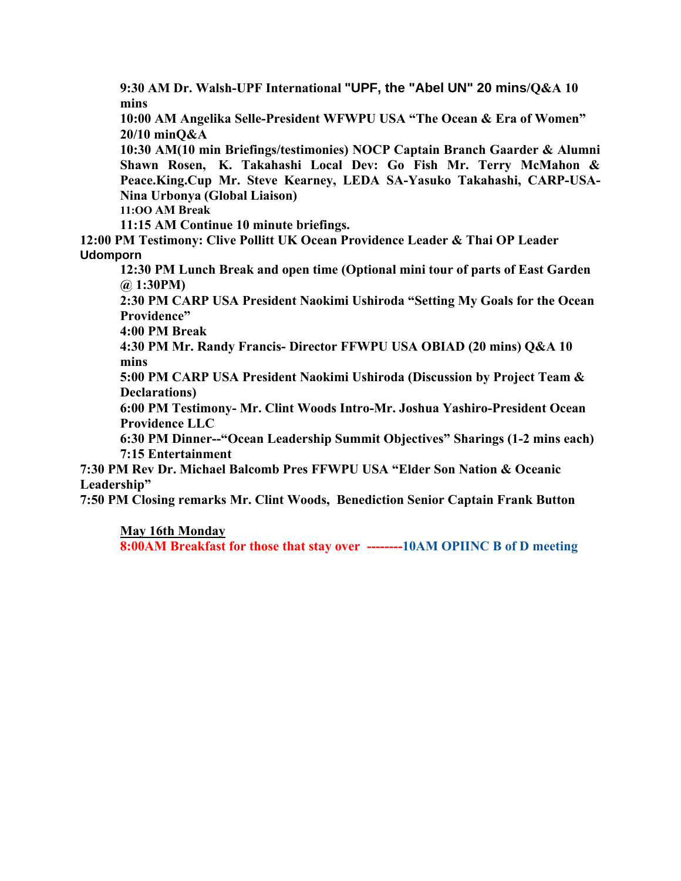**9:30 AM Dr. Walsh-UPF International "UPF, the "Abel UN" 20 mins/Q&A 10 mins**

**10:00 AM Angelika Selle-President WFWPU USA "The Ocean & Era of Women" 20/10 minQ&A**

**10:30 AM(10 min Briefings/testimonies) NOCP Captain Branch Gaarder & Alumni Shawn Rosen, K. Takahashi Local Dev: Go Fish Mr. Terry McMahon & Peace.King.Cup Mr. Steve Kearney, LEDA SA-Yasuko Takahashi, CARP-USA-Nina Urbonya (Global Liaison)**

**11:OO AM Break**

**11:15 AM Continue 10 minute briefings.**

**12:00 PM Testimony: Clive Pollitt UK Ocean Providence Leader & Thai OP Leader Udomporn**

**12:30 PM Lunch Break and open time (Optional mini tour of parts of East Garden @ 1:30PM)**

**2:30 PM CARP USA President Naokimi Ushiroda "Setting My Goals for the Ocean Providence"**

**4:00 PM Break**

**4:30 PM Mr. Randy Francis- Director FFWPU USA OBIAD (20 mins) Q&A 10 mins**

**5:00 PM CARP USA President Naokimi Ushiroda (Discussion by Project Team & Declarations)**

**6:00 PM Testimony- Mr. Clint Woods Intro-Mr. Joshua Yashiro-President Ocean Providence LLC**

**6:30 PM Dinner--"Ocean Leadership Summit Objectives" Sharings (1-2 mins each)**

**7:15 Entertainment**

**7:30 PM Rev Dr. Michael Balcomb Pres FFWPU USA "Elder Son Nation & Oceanic Leadership"**

**7:50 PM Closing remarks Mr. Clint Woods, Benediction Senior Captain Frank Button**

**May 16th Monday**

**8:00AM Breakfast for those that stay over --------10AM OPIINC B of D meeting**